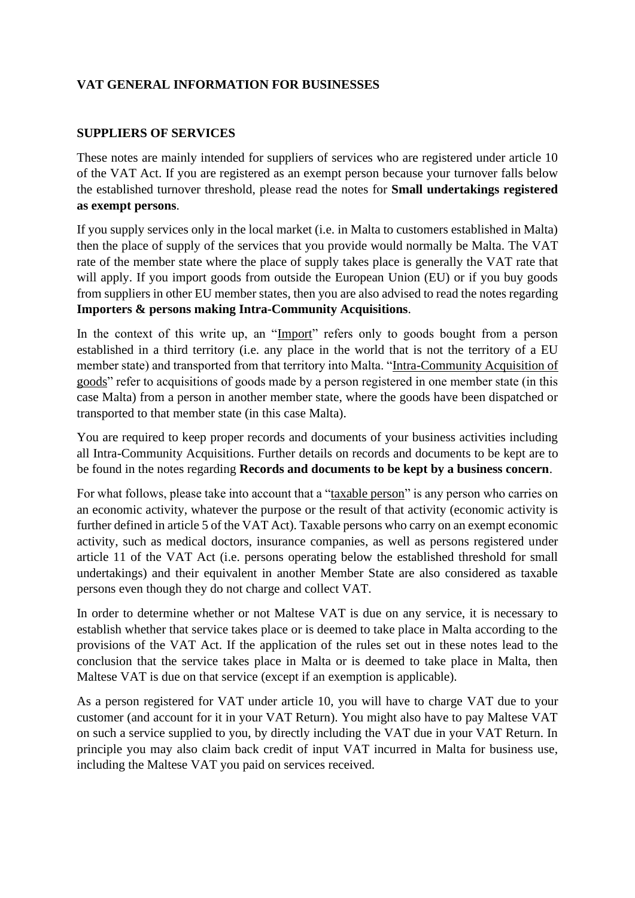# VAT GENERAL INFORMATION FOR BUSINESSES

## SUPPLIERS OF SERVICES

These notes are mainly intended for suppliers of services who are registered under article 10 of the VAT Act. If you are registered as an exempt person because your turnover falls below the established turnover threshold, please read the notes for **Small undertakings registered as exempt persons**.

If you supply services only in the local market (i.e. in Malta to customers established in Malta) then the place of supply of the services that you provide would normally be Malta. The VAT rate of the member state where the place of supply takes place is generally the VAT rate that will apply. If you import goods from outside the European Union (EU) or if you buy goods from suppliers in other EU member states, then you are also advised to read the notes regarding **Importers & persons making Intra-Community Acquisitions**.

In the context of this write up, an "Import" refers only to goods bought from a person established in a third territory (i.e. any place in the world that is not the territory of a EU member state) and transported from that territory into Malta. "Intra-Community Acquisition of goods" refer to acquisitions of goods made by a person registered in one member state (in this case Malta) from a person in another member state, where the goods have been dispatched or transported to that member state (in this case Malta).

You are required to keep proper records and documents of your business activities including all Intra-Community Acquisitions. Further details on records and documents to be kept are to be found in the notes regarding **Records and documents to be kept by a business concern**.

For what follows, please take into account that a "taxable person" is any person who carries on an economic activity, whatever the purpose or the result of that activity (economic activity is further defined in article 5 of the VAT Act). Taxable persons who carry on an exempt economic activity, such as medical doctors, insurance companies, as well as persons registered under article 11 of the VAT Act (i.e. persons operating below the established threshold for small undertakings) and their equivalent in another Member State are also considered as taxable persons even though they do not charge and collect VAT.

In order to determine whether or not Maltese VAT is due on any service, it is necessary to establish whether that service takes place or is deemed to take place in Malta according to the provisions of the VAT Act. If the application of the rules set out in these notes lead to the conclusion that the service takes place in Malta or is deemed to take place in Malta, then Maltese VAT is due on that service (except if an exemption is applicable).

As a person registered for VAT under article 10, you will have to charge VAT due to your customer (and account for it in your VAT Return). You might also have to pay Maltese VAT on such a service supplied to you, by directly including the VAT due in your VAT Return. In principle you may also claim back credit of input VAT incurred in Malta for business use, including the Maltese VAT you paid on services received.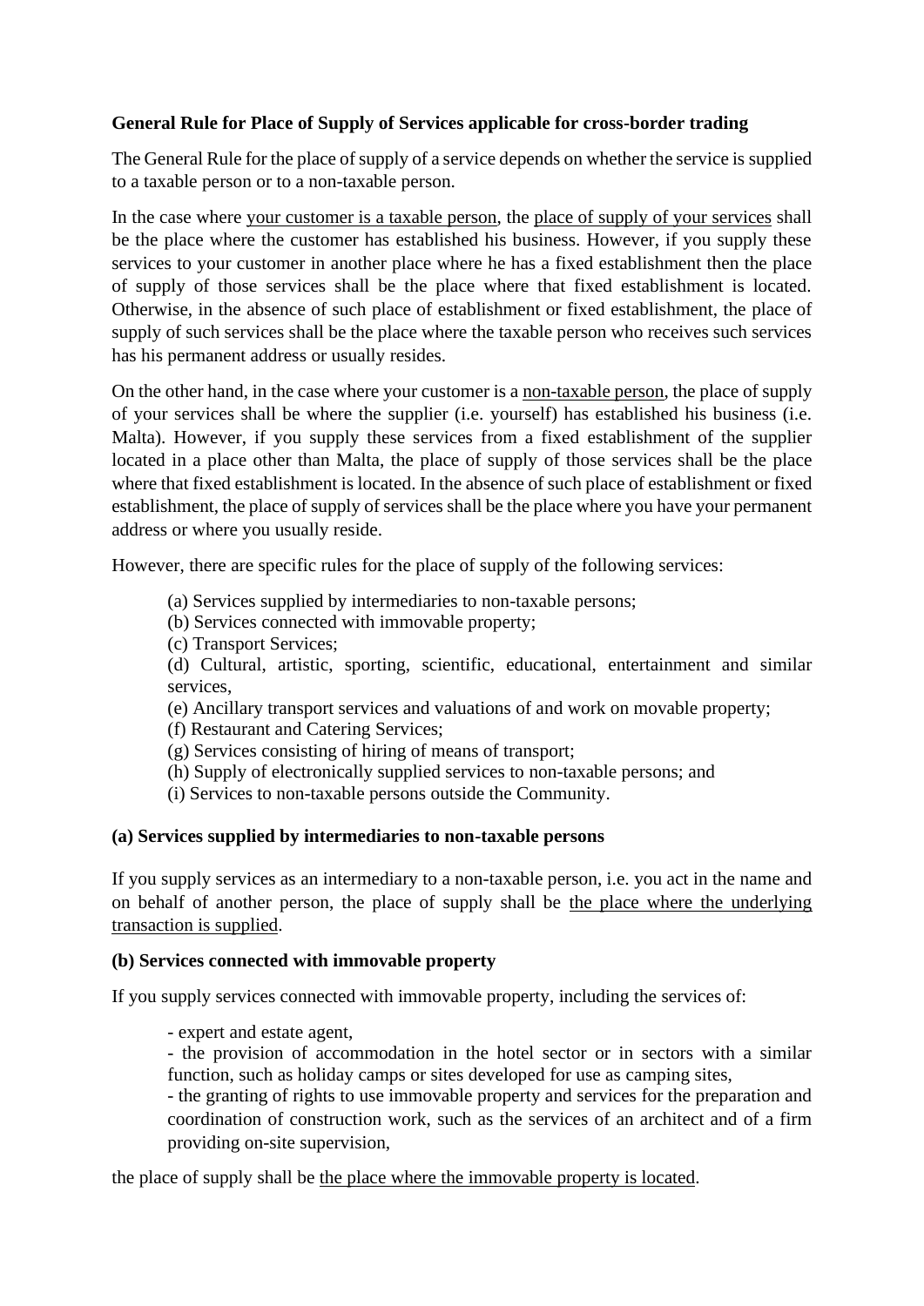**General Rule for Place of Supply of Services applicable for cross-border trading**

The General Rule for the place of supply of a service depends on whether the service is supplied to a taxable person or to a non-taxable person.

In the case where <u>your customer is a taxable person</u>, the <u>place of supply of your services</u> shall be the place where the customer has established his business. However, if you supply these services to your customer in another place where he has a fixed establishment then the place of supply of those services shall be the place where that fixed establishment is located. Otherwise, in the absence of such place of establishment or fixed establishment, the place of supply of such services shall be the place where the taxable person who receives such services has his permanent address or usually resides.

On the other hand, in the case where your customer is a <u>non-taxable person</u>, the place of supply of your services shall be where the supplier (i.e. yourself) has established his business (i.e. Malta). However, if you supply these services from a fixed establishment of the supplier located in a place other than Malta, the place of supply of those services shall be the place where that fixed establishment is located. In the absence of such place of establishment or fixed establishment, the place of supply of services shall be the place where you have your permanent address or where you usually reside.

However, there are specific rules for the place of supply of the following services:

(a) Services supplied by intermediaries to non-taxable persons;
(b) Services connected with immovable property;
(c) Transport Services;
(d) Cultural, artistic, sporting, scientific, educational, entertainment and similar services,
(e) Ancillary transport services and valuations of and work on movable property;
(f) Restaurant and Catering Services;
(g) Services consisting of hiring of means of transport;
(h) Supply of electronically supplied services to non-taxable persons; and
(i) Services to non-taxable persons outside the Community.

**(a) Services supplied by intermediaries to non-taxable persons**

If you supply services as an intermediary to a non-taxable person, i.e. you act in the name and on behalf of another person, the place of supply shall be <u>the place where the underlying transaction is supplied</u>.

**(b) Services connected with immovable property**

If you supply services connected with immovable property, including the services of:

- expert and estate agent,
- the provision of accommodation in the hotel sector or in sectors with a similar function, such as holiday camps or sites developed for use as camping sites,
- the granting of rights to use immovable property and services for the preparation and coordination of construction work, such as the services of an architect and of a firm providing on-site supervision,

the place of supply shall be <u>the place where the immovable property is located</u>.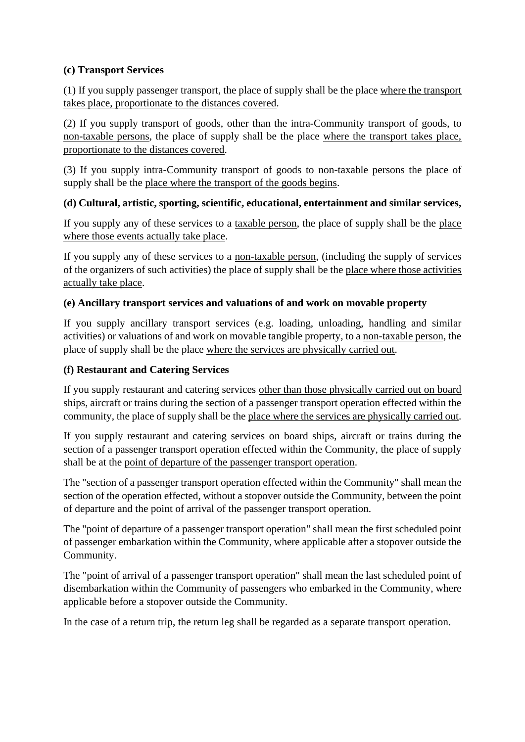**(c) Transport Services**

(1) If you supply passenger transport, the place of supply shall be the place <u>where the transport takes place, proportionate to the distances covered</u>.

(2) If you supply transport of goods, other than the intra-Community transport of goods, to <u>non-taxable persons</u>, the place of supply shall be the place <u>where the transport takes place, proportionate to the distances covered</u>.

(3) If you supply intra-Community transport of goods to non-taxable persons the place of supply shall be the <u>place where the transport of the goods begins</u>.

**(d) Cultural, artistic, sporting, scientific, educational, entertainment and similar services,**

If you supply any of these services to a <u>taxable person</u>, the place of supply shall be the <u>place where those events actually take place</u>.

If you supply any of these services to a <u>non-taxable person</u>, (including the supply of services of the organizers of such activities) the place of supply shall be the <u>place where those activities actually take place</u>.

**(e) Ancillary transport services and valuations of and work on movable property**

If you supply ancillary transport services (e.g. loading, unloading, handling and similar activities) or valuations of and work on movable tangible property, to a <u>non-taxable person</u>, the place of supply shall be the place <u>where the services are physically carried out</u>.

**(f) Restaurant and Catering Services**

If you supply restaurant and catering services <u>other than those physically carried out on board</u> ships, aircraft or trains during the section of a passenger transport operation effected within the community, the place of supply shall be the <u>place where the services are physically carried out</u>.

If you supply restaurant and catering services <u>on board ships, aircraft or trains</u> during the section of a passenger transport operation effected within the Community, the place of supply shall be at the <u>point of departure of the passenger transport operation</u>.

The "section of a passenger transport operation effected within the Community" shall mean the section of the operation effected, without a stopover outside the Community, between the point of departure and the point of arrival of the passenger transport operation.

The "point of departure of a passenger transport operation" shall mean the first scheduled point of passenger embarkation within the Community, where applicable after a stopover outside the Community.

The "point of arrival of a passenger transport operation" shall mean the last scheduled point of disembarkation within the Community of passengers who embarked in the Community, where applicable before a stopover outside the Community.

In the case of a return trip, the return leg shall be regarded as a separate transport operation.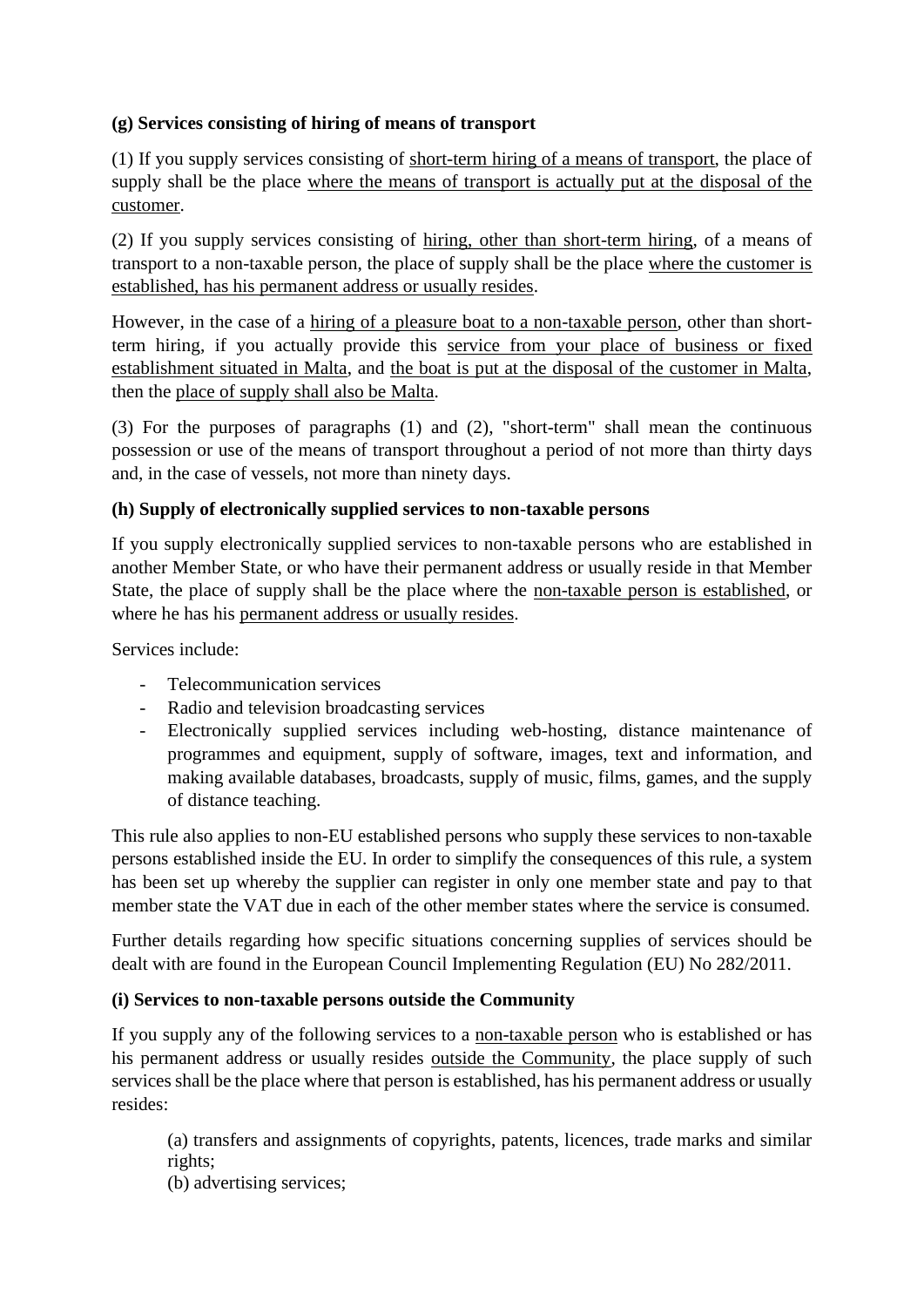**(g) Services consisting of hiring of means of transport**

(1) If you supply services consisting of short-term hiring of a means of transport, the place of supply shall be the place where the means of transport is actually put at the disposal of the customer.

(2) If you supply services consisting of hiring, other than short-term hiring, of a means of transport to a non-taxable person, the place of supply shall be the place where the customer is established, has his permanent address or usually resides.

However, in the case of a hiring of a pleasure boat to a non-taxable person, other than short-term hiring, if you actually provide this service from your place of business or fixed establishment situated in Malta, and the boat is put at the disposal of the customer in Malta, then the place of supply shall also be Malta.

(3) For the purposes of paragraphs (1) and (2), "short-term" shall mean the continuous possession or use of the means of transport throughout a period of not more than thirty days and, in the case of vessels, not more than ninety days.

**(h) Supply of electronically supplied services to non-taxable persons**

If you supply electronically supplied services to non-taxable persons who are established in another Member State, or who have their permanent address or usually reside in that Member State, the place of supply shall be the place where the non-taxable person is established, or where he has his permanent address or usually resides.

Services include:

- Telecommunication services
- Radio and television broadcasting services
- Electronically supplied services including web-hosting, distance maintenance of programmes and equipment, supply of software, images, text and information, and making available databases, broadcasts, supply of music, films, games, and the supply of distance teaching.

This rule also applies to non-EU established persons who supply these services to non-taxable persons established inside the EU. In order to simplify the consequences of this rule, a system has been set up whereby the supplier can register in only one member state and pay to that member state the VAT due in each of the other member states where the service is consumed.

Further details regarding how specific situations concerning supplies of services should be dealt with are found in the European Council Implementing Regulation (EU) No 282/2011.

**(i) Services to non-taxable persons outside the Community**

If you supply any of the following services to a non-taxable person who is established or has his permanent address or usually resides outside the Community, the place supply of such services shall be the place where that person is established, has his permanent address or usually resides:

(a) transfers and assignments of copyrights, patents, licences, trade marks and similar rights;
(b) advertising services;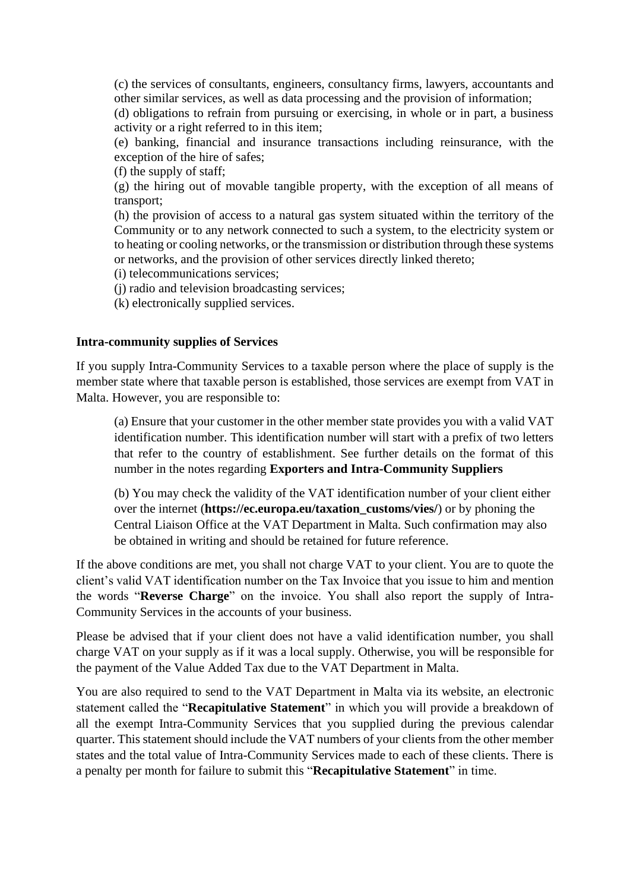(c) the services of consultants, engineers, consultancy firms, lawyers, accountants and other similar services, as well as data processing and the provision of information;
(d) obligations to refrain from pursuing or exercising, in whole or in part, a business activity or a right referred to in this item;
(e) banking, financial and insurance transactions including reinsurance, with the exception of the hire of safes;
(f) the supply of staff;
(g) the hiring out of movable tangible property, with the exception of all means of transport;
(h) the provision of access to a natural gas system situated within the territory of the Community or to any network connected to such a system, to the electricity system or to heating or cooling networks, or the transmission or distribution through these systems or networks, and the provision of other services directly linked thereto;
(i) telecommunications services;
(j) radio and television broadcasting services;
(k) electronically supplied services.

**Intra-community supplies of Services**

If you supply Intra-Community Services to a taxable person where the place of supply is the member state where that taxable person is established, those services are exempt from VAT in Malta. However, you are responsible to:

(a) Ensure that your customer in the other member state provides you with a valid VAT identification number. This identification number will start with a prefix of two letters that refer to the country of establishment. See further details on the format of this number in the notes regarding **Exporters and Intra-Community Suppliers**

(b) You may check the validity of the VAT identification number of your client either over the internet (**https://ec.europa.eu/taxation_customs/vies/**) or by phoning the Central Liaison Office at the VAT Department in Malta. Such confirmation may also be obtained in writing and should be retained for future reference.

If the above conditions are met, you shall not charge VAT to your client. You are to quote the client's valid VAT identification number on the Tax Invoice that you issue to him and mention the words "**Reverse Charge**" on the invoice. You shall also report the supply of Intra-Community Services in the accounts of your business.

Please be advised that if your client does not have a valid identification number, you shall charge VAT on your supply as if it was a local supply. Otherwise, you will be responsible for the payment of the Value Added Tax due to the VAT Department in Malta.

You are also required to send to the VAT Department in Malta via its website, an electronic statement called the "**Recapitulative Statement**" in which you will provide a breakdown of all the exempt Intra-Community Services that you supplied during the previous calendar quarter. This statement should include the VAT numbers of your clients from the other member states and the total value of Intra-Community Services made to each of these clients. There is a penalty per month for failure to submit this "**Recapitulative Statement**" in time.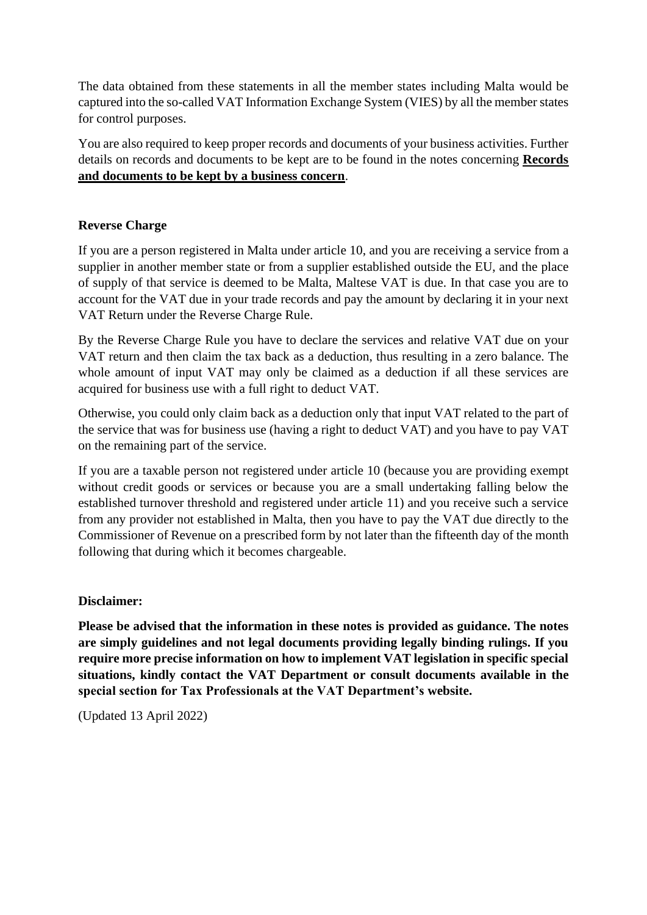The data obtained from these statements in all the member states including Malta would be captured into the so-called VAT Information Exchange System (VIES) by all the member states for control purposes.

You are also required to keep proper records and documents of your business activities. Further details on records and documents to be kept are to be found in the notes concerning **Records and documents to be kept by a business concern**.

**Reverse Charge**

If you are a person registered in Malta under article 10, and you are receiving a service from a supplier in another member state or from a supplier established outside the EU, and the place of supply of that service is deemed to be Malta, Maltese VAT is due. In that case you are to account for the VAT due in your trade records and pay the amount by declaring it in your next VAT Return under the Reverse Charge Rule.

By the Reverse Charge Rule you have to declare the services and relative VAT due on your VAT return and then claim the tax back as a deduction, thus resulting in a zero balance. The whole amount of input VAT may only be claimed as a deduction if all these services are acquired for business use with a full right to deduct VAT.

Otherwise, you could only claim back as a deduction only that input VAT related to the part of the service that was for business use (having a right to deduct VAT) and you have to pay VAT on the remaining part of the service.

If you are a taxable person not registered under article 10 (because you are providing exempt without credit goods or services or because you are a small undertaking falling below the established turnover threshold and registered under article 11) and you receive such a service from any provider not established in Malta, then you have to pay the VAT due directly to the Commissioner of Revenue on a prescribed form by not later than the fifteenth day of the month following that during which it becomes chargeable.

**Disclaimer:**

**Please be advised that the information in these notes is provided as guidance. The notes are simply guidelines and not legal documents providing legally binding rulings. If you require more precise information on how to implement VAT legislation in specific special situations, kindly contact the VAT Department or consult documents available in the special section for Tax Professionals at the VAT Department's website.**

(Updated 13 April 2022)